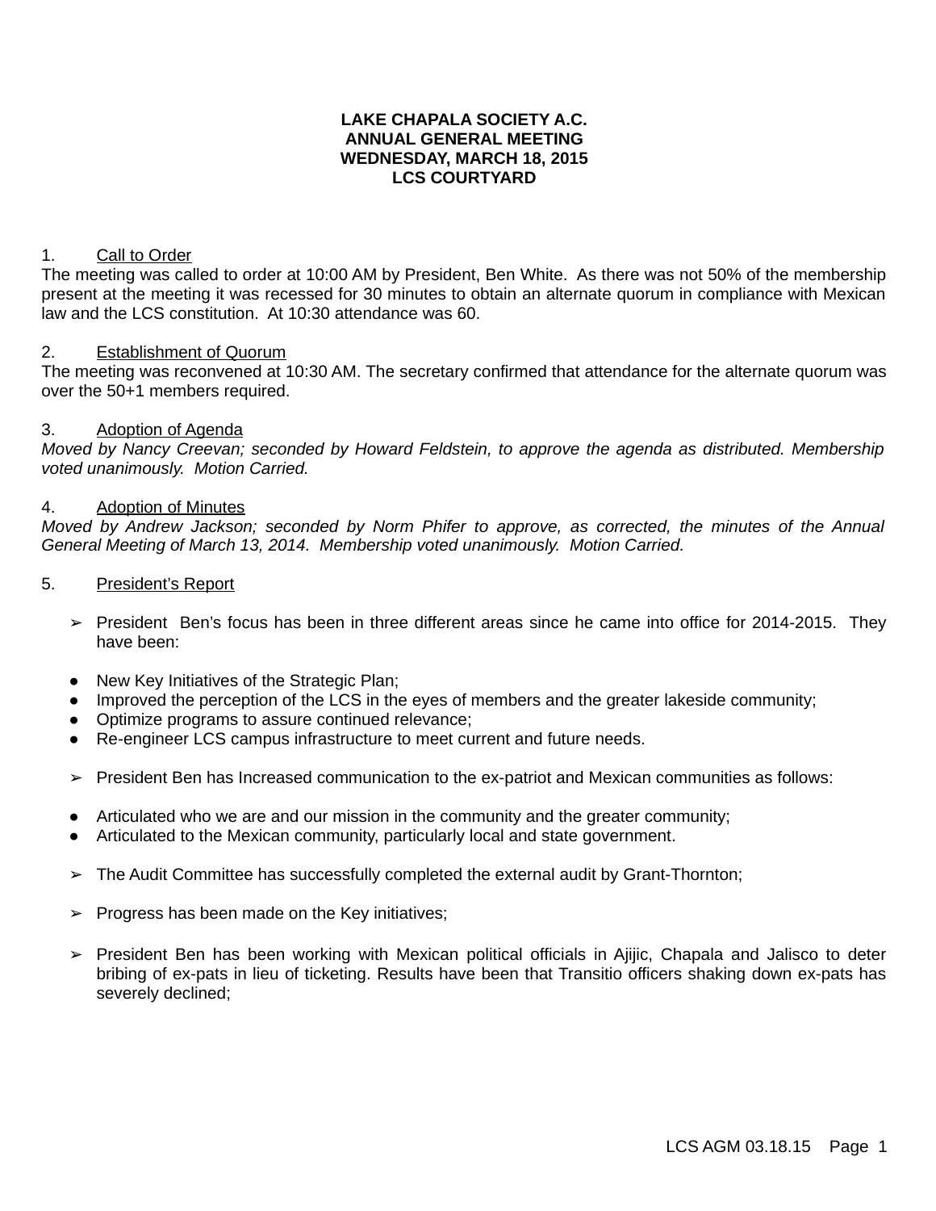**LAKE CHAPALA SOCIETY A.C.**
**ANNUAL GENERAL MEETING**
**WEDNESDAY, MARCH 18, 2015**
**LCS COURTYARD**

1. Call to Order

The meeting was called to order at 10:00 AM by President, Ben White. As there was not 50% of the membership present at the meeting it was recessed for 30 minutes to obtain an alternate quorum in compliance with Mexican law and the LCS constitution. At 10:30 attendance was 60.

2. Establishment of Quorum

The meeting was reconvened at 10:30 AM. The secretary confirmed that attendance for the alternate quorum was over the 50+1 members required.

3. Adoption of Agenda

*Moved by Nancy Creevan; seconded by Howard Feldstein, to approve the agenda as distributed. Membership voted unanimously. Motion Carried.*

4. Adoption of Minutes

*Moved by Andrew Jackson; seconded by Norm Phifer to approve, as corrected, the minutes of the Annual General Meeting of March 13, 2014. Membership voted unanimously. Motion Carried.*

5. President's Report

- ➢ President Ben's focus has been in three different areas since he came into office for 2014-2015. They have been:

- New Key Initiatives of the Strategic Plan;
- Improved the perception of the LCS in the eyes of members and the greater lakeside community;
- Optimize programs to assure continued relevance;
- Re-engineer LCS campus infrastructure to meet current and future needs.

- ➢ President Ben has Increased communication to the ex-patriot and Mexican communities as follows:

- Articulated who we are and our mission in the community and the greater community;
- Articulated to the Mexican community, particularly local and state government.

- ➢ The Audit Committee has successfully completed the external audit by Grant-Thornton;

- ➢ Progress has been made on the Key initiatives;

- ➢ President Ben has been working with Mexican political officials in Ajijic, Chapala and Jalisco to deter bribing of ex-pats in lieu of ticketing. Results have been that Transitio officers shaking down ex-pats has severely declined;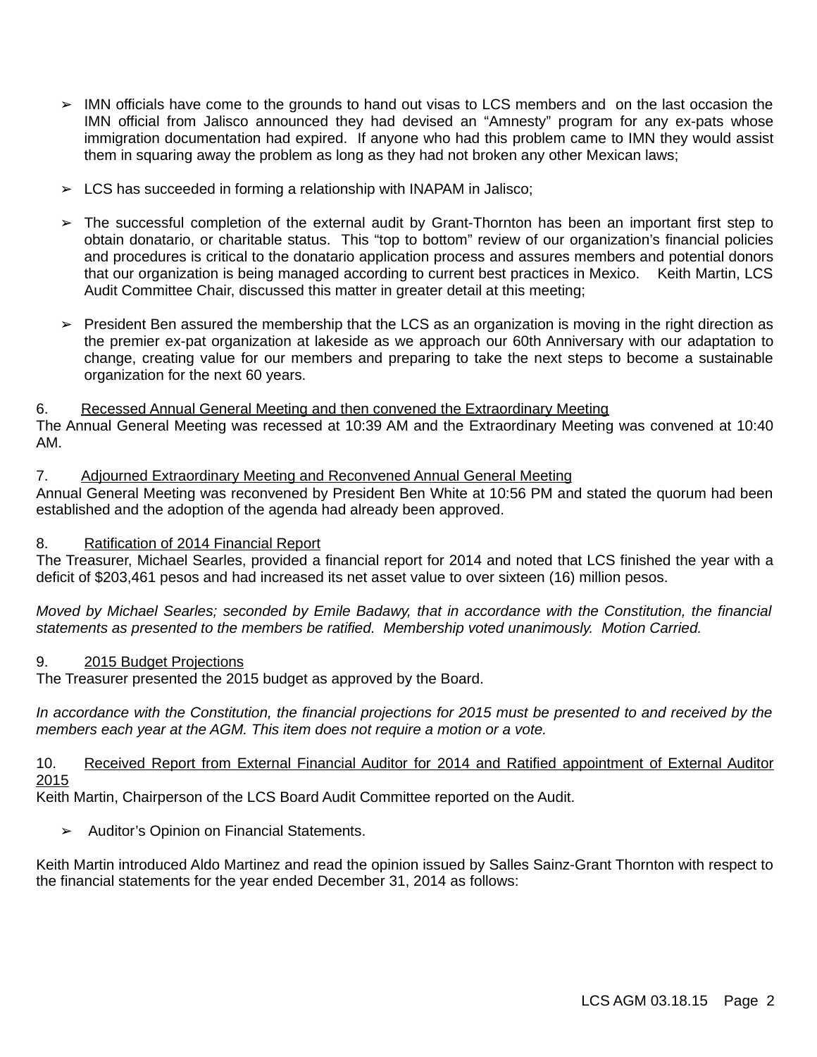- IMN officials have come to the grounds to hand out visas to LCS members and on the last occasion the IMN official from Jalisco announced they had devised an “Amnesty” program for any ex-pats whose immigration documentation had expired. If anyone who had this problem came to IMN they would assist them in squaring away the problem as long as they had not broken any other Mexican laws;

- LCS has succeeded in forming a relationship with INAPAM in Jalisco;

- The successful completion of the external audit by Grant-Thornton has been an important first step to obtain donatario, or charitable status. This “top to bottom” review of our organization’s financial policies and procedures is critical to the donatario application process and assures members and potential donors that our organization is being managed according to current best practices in Mexico. Keith Martin, LCS Audit Committee Chair, discussed this matter in greater detail at this meeting;

- President Ben assured the membership that the LCS as an organization is moving in the right direction as the premier ex-pat organization at lakeside as we approach our 60th Anniversary with our adaptation to change, creating value for our members and preparing to take the next steps to become a sustainable organization for the next 60 years.

6. <u>Recessed Annual General Meeting and then convened the Extraordinary Meeting</u>

The Annual General Meeting was recessed at 10:39 AM and the Extraordinary Meeting was convened at 10:40 AM.

7. <u>Adjourned Extraordinary Meeting and Reconvened Annual General Meeting</u>

Annual General Meeting was reconvened by President Ben White at 10:56 PM and stated the quorum had been established and the adoption of the agenda had already been approved.

8. <u>Ratification of 2014 Financial Report</u>

The Treasurer, Michael Searles, provided a financial report for 2014 and noted that LCS finished the year with a deficit of $203,461 pesos and had increased its net asset value to over sixteen (16) million pesos.

*Moved by Michael Searles; seconded by Emile Badawy, that in accordance with the Constitution, the financial statements as presented to the members be ratified. Membership voted unanimously. Motion Carried.*

9. <u>2015 Budget Projections</u>

The Treasurer presented the 2015 budget as approved by the Board.

*In accordance with the Constitution, the financial projections for 2015 must be presented to and received by the members each year at the AGM. This item does not require a motion or a vote.*

10. <u>Received Report from External Financial Auditor for 2014 and Ratified appointment of External Auditor 2015</u>

Keith Martin, Chairperson of the LCS Board Audit Committee reported on the Audit.

- Auditor’s Opinion on Financial Statements.

Keith Martin introduced Aldo Martinez and read the opinion issued by Salles Sainz-Grant Thornton with respect to the financial statements for the year ended December 31, 2014 as follows: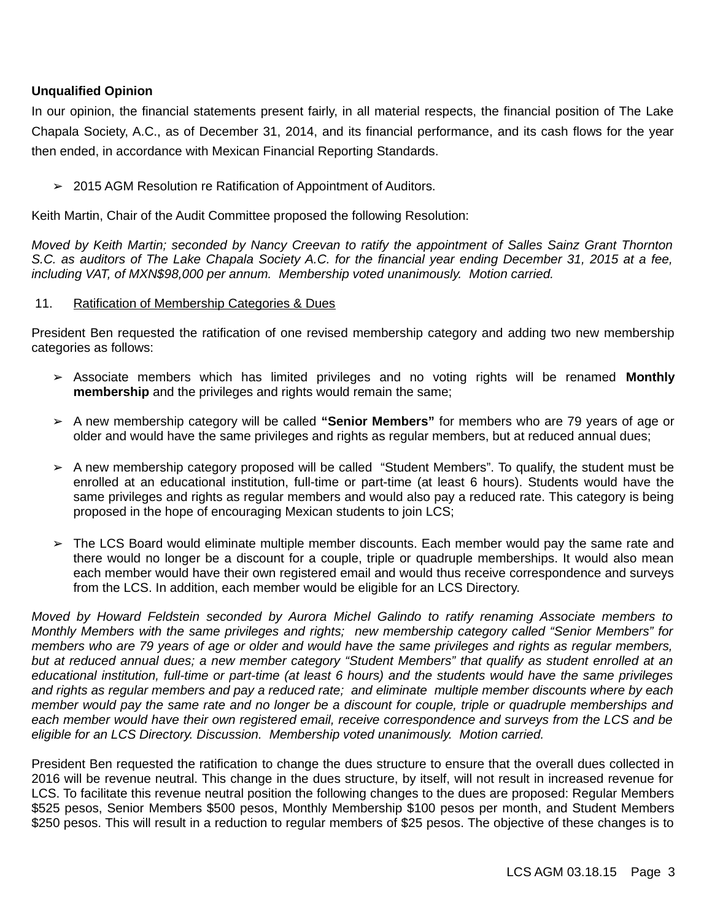**Unqualified Opinion**

In our opinion, the financial statements present fairly, in all material respects, the financial position of The Lake Chapala Society, A.C., as of December 31, 2014, and its financial performance, and its cash flows for the year then ended, in accordance with Mexican Financial Reporting Standards.

- 2015 AGM Resolution re Ratification of Appointment of Auditors.

Keith Martin, Chair of the Audit Committee proposed the following Resolution:

*Moved by Keith Martin; seconded by Nancy Creevan to ratify the appointment of Salles Sainz Grant Thornton S.C. as auditors of The Lake Chapala Society A.C. for the financial year ending December 31, 2015 at a fee, including VAT, of MXN$98,000 per annum. Membership voted unanimously. Motion carried.*

11. Ratification of Membership Categories & Dues

President Ben requested the ratification of one revised membership category and adding two new membership categories as follows:

- Associate members which has limited privileges and no voting rights will be renamed **Monthly membership** and the privileges and rights would remain the same;
- A new membership category will be called **"Senior Members"** for members who are 79 years of age or older and would have the same privileges and rights as regular members, but at reduced annual dues;
- A new membership category proposed will be called "Student Members". To qualify, the student must be enrolled at an educational institution, full-time or part-time (at least 6 hours). Students would have the same privileges and rights as regular members and would also pay a reduced rate. This category is being proposed in the hope of encouraging Mexican students to join LCS;
- The LCS Board would eliminate multiple member discounts. Each member would pay the same rate and there would no longer be a discount for a couple, triple or quadruple memberships. It would also mean each member would have their own registered email and would thus receive correspondence and surveys from the LCS. In addition, each member would be eligible for an LCS Directory.

*Moved by Howard Feldstein seconded by Aurora Michel Galindo to ratify renaming Associate members to Monthly Members with the same privileges and rights; new membership category called "Senior Members" for members who are 79 years of age or older and would have the same privileges and rights as regular members, but at reduced annual dues; a new member category "Student Members" that qualify as student enrolled at an educational institution, full-time or part-time (at least 6 hours) and the students would have the same privileges and rights as regular members and pay a reduced rate; and eliminate multiple member discounts where by each member would pay the same rate and no longer be a discount for couple, triple or quadruple memberships and each member would have their own registered email, receive correspondence and surveys from the LCS and be eligible for an LCS Directory. Discussion. Membership voted unanimously. Motion carried.*

President Ben requested the ratification to change the dues structure to ensure that the overall dues collected in 2016 will be revenue neutral. This change in the dues structure, by itself, will not result in increased revenue for LCS. To facilitate this revenue neutral position the following changes to the dues are proposed: Regular Members $525 pesos, Senior Members $500 pesos, Monthly Membership $100 pesos per month, and Student Members $250 pesos. This will result in a reduction to regular members of $25 pesos. The objective of these changes is to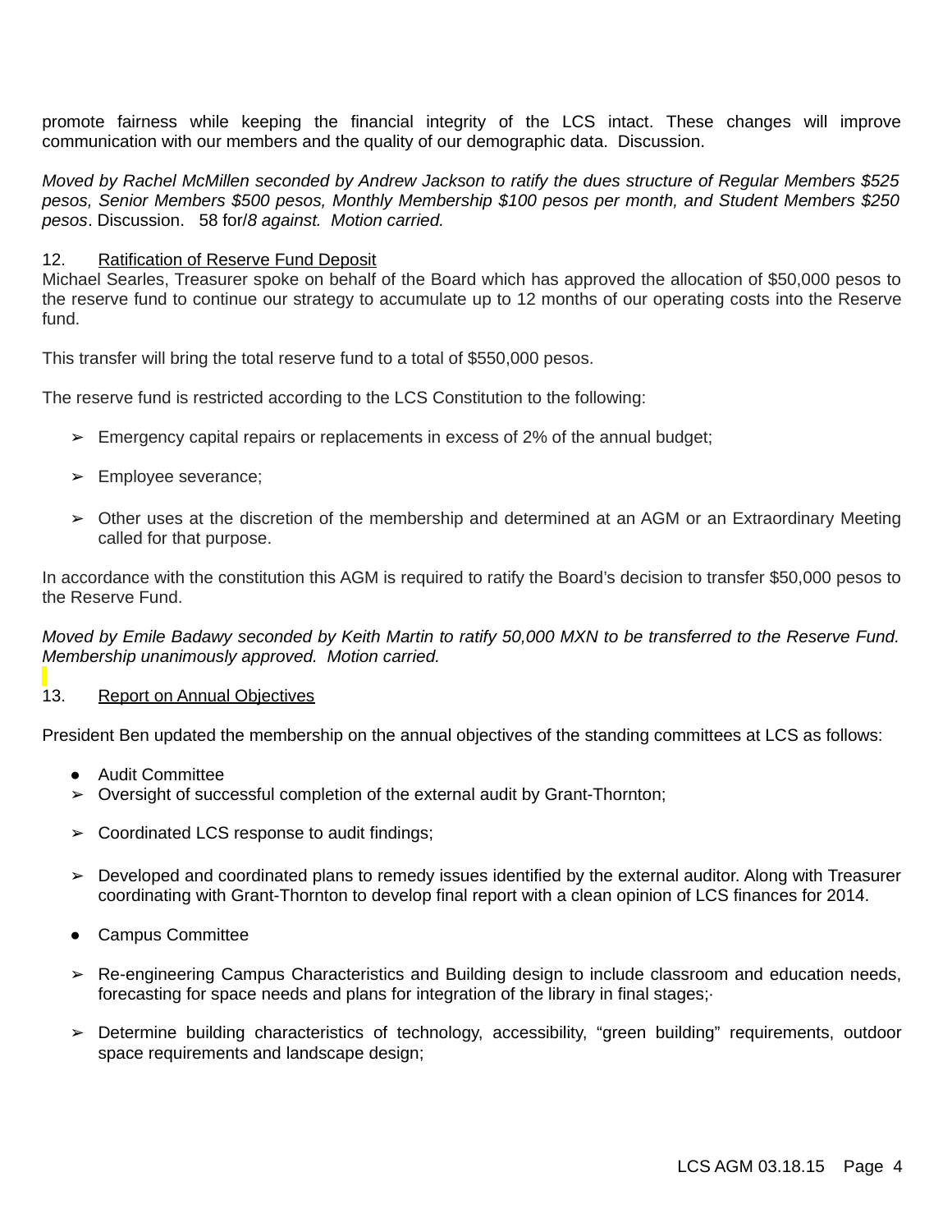promote fairness while keeping the financial integrity of the LCS intact. These changes will improve communication with our members and the quality of our demographic data.  Discussion.

*Moved by Rachel McMillen seconded by Andrew Jackson to ratify the dues structure of Regular Members $525 pesos, Senior Members $500 pesos, Monthly Membership $100 pesos per month, and Student Members $250 pesos*. Discussion.   58 for/*8 against.  Motion carried.*

12. Ratification of Reserve Fund Deposit

Michael Searles, Treasurer spoke on behalf of the Board which has approved the allocation of $50,000 pesos to the reserve fund to continue our strategy to accumulate up to 12 months of our operating costs into the Reserve fund.

This transfer will bring the total reserve fund to a total of $550,000 pesos.

The reserve fund is restricted according to the LCS Constitution to the following:

- Emergency capital repairs or replacements in excess of 2% of the annual budget;
- Employee severance;
- Other uses at the discretion of the membership and determined at an AGM or an Extraordinary Meeting called for that purpose.

In accordance with the constitution this AGM is required to ratify the Board's decision to transfer $50,000 pesos to the Reserve Fund.

*Moved by Emile Badawy seconded by Keith Martin to ratify 50,000 MXN to be transferred to the Reserve Fund. Membership unanimously approved.  Motion carried.*

13. Report on Annual Objectives

President Ben updated the membership on the annual objectives of the standing committees at LCS as follows:

- Audit Committee
  - Oversight of successful completion of the external audit by Grant-Thornton;
  - Coordinated LCS response to audit findings;
  - Developed and coordinated plans to remedy issues identified by the external auditor. Along with Treasurer coordinating with Grant-Thornton to develop final report with a clean opinion of LCS finances for 2014.
- Campus Committee
  - Re-engineering Campus Characteristics and Building design to include classroom and education needs, forecasting for space needs and plans for integration of the library in final stages;·
  - Determine building characteristics of technology, accessibility, "green building" requirements, outdoor space requirements and landscape design;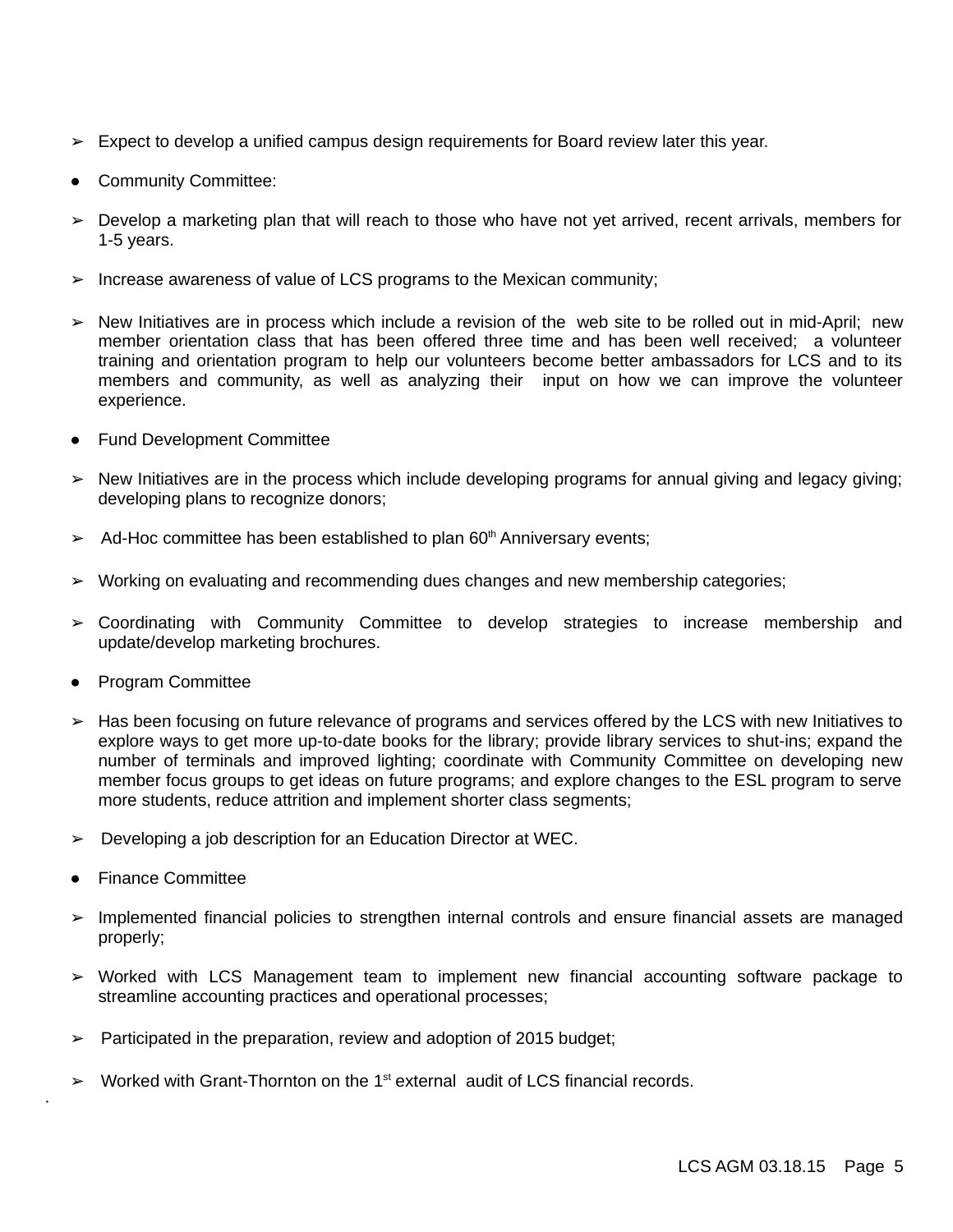- Expect to develop a unified campus design requirements for Board review later this year.
- Community Committee:
  - Develop a marketing plan that will reach to those who have not yet arrived, recent arrivals, members for 1-5 years.
  - Increase awareness of value of LCS programs to the Mexican community;
  - New Initiatives are in process which include a revision of the web site to be rolled out in mid-April; new member orientation class that has been offered three time and has been well received; a volunteer training and orientation program to help our volunteers become better ambassadors for LCS and to its members and community, as well as analyzing their input on how we can improve the volunteer experience.
- Fund Development Committee
  - New Initiatives are in the process which include developing programs for annual giving and legacy giving; developing plans to recognize donors;
  - Ad-Hoc committee has been established to plan 60th Anniversary events;
  - Working on evaluating and recommending dues changes and new membership categories;
  - Coordinating with Community Committee to develop strategies to increase membership and update/develop marketing brochures.
- Program Committee
  - Has been focusing on future relevance of programs and services offered by the LCS with new Initiatives to explore ways to get more up-to-date books for the library; provide library services to shut-ins; expand the number of terminals and improved lighting; coordinate with Community Committee on developing new member focus groups to get ideas on future programs; and explore changes to the ESL program to serve more students, reduce attrition and implement shorter class segments;
  - Developing a job description for an Education Director at WEC.
- Finance Committee
  - Implemented financial policies to strengthen internal controls and ensure financial assets are managed properly;
  - Worked with LCS Management team to implement new financial accounting software package to streamline accounting practices and operational processes;
  - Participated in the preparation, review and adoption of 2015 budget;
  - Worked with Grant-Thornton on the 1st external audit of LCS financial records.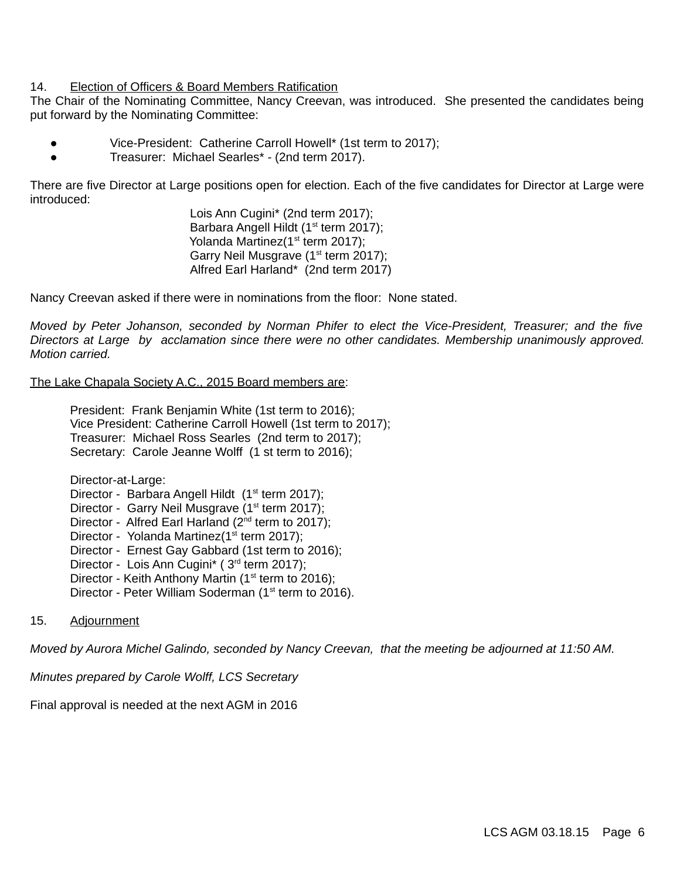14. <u>Election of Officers & Board Members Ratification</u>

The Chair of the Nominating Committee, Nancy Creevan, was introduced. She presented the candidates being put forward by the Nominating Committee:

- Vice-President: Catherine Carroll Howell* (1st term to 2017);
- Treasurer: Michael Searles* - (2nd term 2017).

There are five Director at Large positions open for election. Each of the five candidates for Director at Large were introduced:

Lois Ann Cugini* (2nd term 2017);
Barbara Angell Hildt (1st term 2017);
Yolanda Martinez(1st term 2017);
Garry Neil Musgrave (1st term 2017);
Alfred Earl Harland* (2nd term 2017)

Nancy Creevan asked if there were in nominations from the floor: None stated.

*Moved by Peter Johanson, seconded by Norman Phifer to elect the Vice-President, Treasurer; and the five Directors at Large by acclamation since there were no other candidates. Membership unanimously approved. Motion carried.*

<u>The Lake Chapala Society A.C., 2015 Board members are</u>:

President: Frank Benjamin White (1st term to 2016);
Vice President: Catherine Carroll Howell (1st term to 2017);
Treasurer: Michael Ross Searles (2nd term to 2017);
Secretary: Carole Jeanne Wolff (1 st term to 2016);

Director-at-Large:
Director - Barbara Angell Hildt (1st term 2017);
Director - Garry Neil Musgrave (1st term 2017);
Director - Alfred Earl Harland (2nd term to 2017);
Director - Yolanda Martinez(1st term 2017);
Director - Ernest Gay Gabbard (1st term to 2016);
Director - Lois Ann Cugini* ( 3rd term 2017);
Director - Keith Anthony Martin (1st term to 2016);
Director - Peter William Soderman (1st term to 2016).

15. <u>Adjournment</u>

*Moved by Aurora Michel Galindo, seconded by Nancy Creevan, that the meeting be adjourned at 11:50 AM.*

*Minutes prepared by Carole Wolff, LCS Secretary*

Final approval is needed at the next AGM in 2016